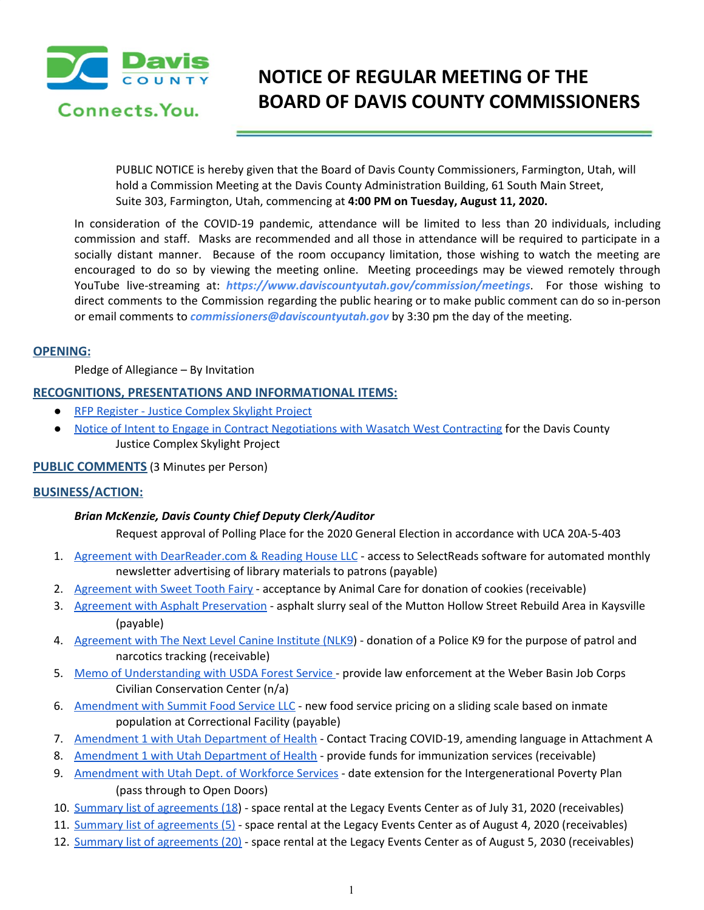# NOTICE OF REGULAR MEETING OF THE BOARD OF DAVIS COUNTY COMMISSIONERS

PUBLIC NOTICE is hereby given that the Board of Davis County Commissioners, Farmington, Utah, will hold a Commission Meeting at the Davis County Administration Building, 61 South Main Street, Suite 303, Farmington, Utah, commencing at **4:00 PM on Tuesday, August 11, 2020.**

In consideration of the COVID-19 pandemic, attendance will be limited to less than 20 individuals, including commission and staff. Masks are recommended and all those in attendance will be required to participate in a socially distant manner. Because of the room occupancy limitation, those wishing to watch the meeting are encouraged to do so by viewing the meeting online. Meeting proceedings may be viewed remotely through YouTube live-streaming at: ***https://www.daviscountyutah.gov/commission/meetings***. For those wishing to direct comments to the Commission regarding the public hearing or to make public comment can do so in-person or email comments to ***commissioners@daviscountyutah.gov*** by 3:30 pm the day of the meeting.

## OPENING:

Pledge of Allegiance – By Invitation

## RECOGNITIONS, PRESENTATIONS AND INFORMATIONAL ITEMS:

- RFP Register - Justice Complex Skylight Project
- Notice of Intent to Engage in Contract Negotiations with Wasatch West Contracting for the Davis County Justice Complex Skylight Project

## PUBLIC COMMENTS (3 Minutes per Person)

## BUSINESS/ACTION:

***Brian McKenzie, Davis County Chief Deputy Clerk/Auditor***

Request approval of Polling Place for the 2020 General Election in accordance with UCA 20A-5-403

1. Agreement with DearReader.com & Reading House LLC - access to SelectReads software for automated monthly newsletter advertising of library materials to patrons (payable)
2. Agreement with Sweet Tooth Fairy - acceptance by Animal Care for donation of cookies (receivable)
3. Agreement with Asphalt Preservation - asphalt slurry seal of the Mutton Hollow Street Rebuild Area in Kaysville (payable)
4. Agreement with The Next Level Canine Institute (NLK9) - donation of a Police K9 for the purpose of patrol and narcotics tracking (receivable)
5. Memo of Understanding with USDA Forest Service - provide law enforcement at the Weber Basin Job Corps Civilian Conservation Center (n/a)
6. Amendment with Summit Food Service LLC - new food service pricing on a sliding scale based on inmate population at Correctional Facility (payable)
7. Amendment 1 with Utah Department of Health - Contact Tracing COVID-19, amending language in Attachment A
8. Amendment 1 with Utah Department of Health - provide funds for immunization services (receivable)
9. Amendment with Utah Dept. of Workforce Services - date extension for the Intergenerational Poverty Plan (pass through to Open Doors)
10. Summary list of agreements (18) - space rental at the Legacy Events Center as of July 31, 2020 (receivables)
11. Summary list of agreements (5) - space rental at the Legacy Events Center as of August 4, 2020 (receivables)
12. Summary list of agreements (20) - space rental at the Legacy Events Center as of August 5, 2030 (receivables)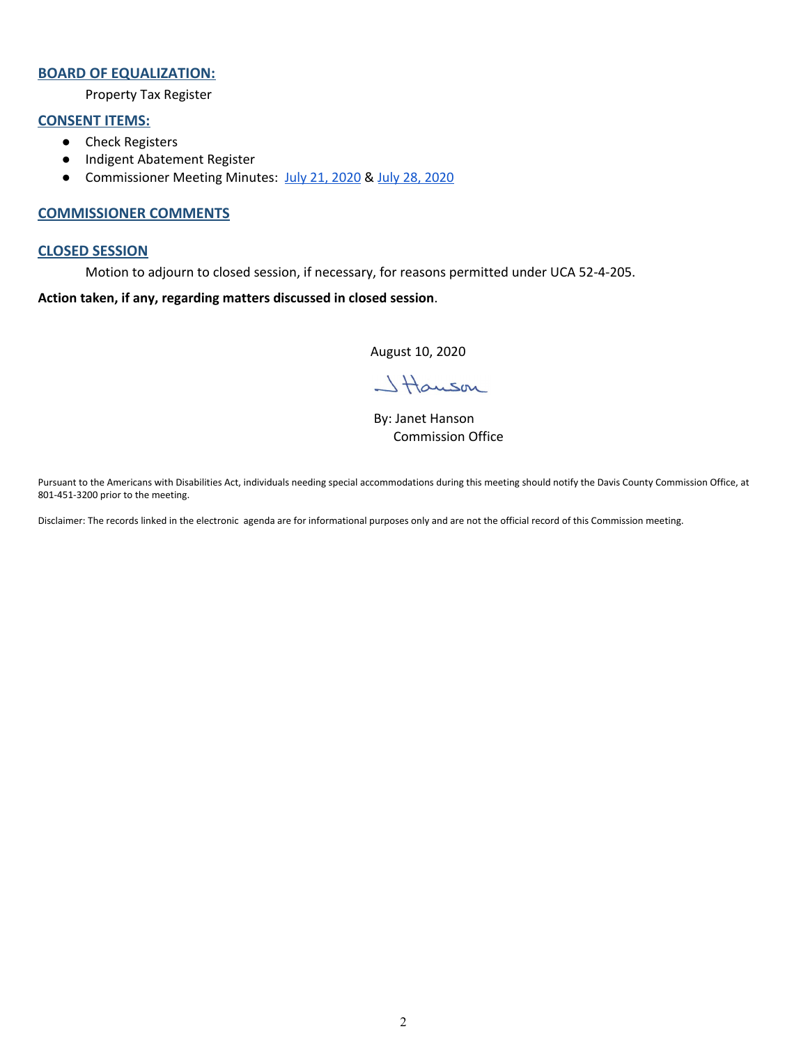## BOARD OF EQUALIZATION:

Property Tax Register

## CONSENT ITEMS:

- Check Registers
- Indigent Abatement Register
- Commissioner Meeting Minutes: July 21, 2020 & July 28, 2020

## COMMISSIONER COMMENTS

## CLOSED SESSION

Motion to adjourn to closed session, if necessary, for reasons permitted under UCA 52-4-205.

**Action taken, if any, regarding matters discussed in closed session**.

August 10, 2020

J Hanson

By: Janet Hanson
Commission Office

Pursuant to the Americans with Disabilities Act, individuals needing special accommodations during this meeting should notify the Davis County Commission Office, at 801-451-3200 prior to the meeting.

Disclaimer: The records linked in the electronic agenda are for informational purposes only and are not the official record of this Commission meeting.